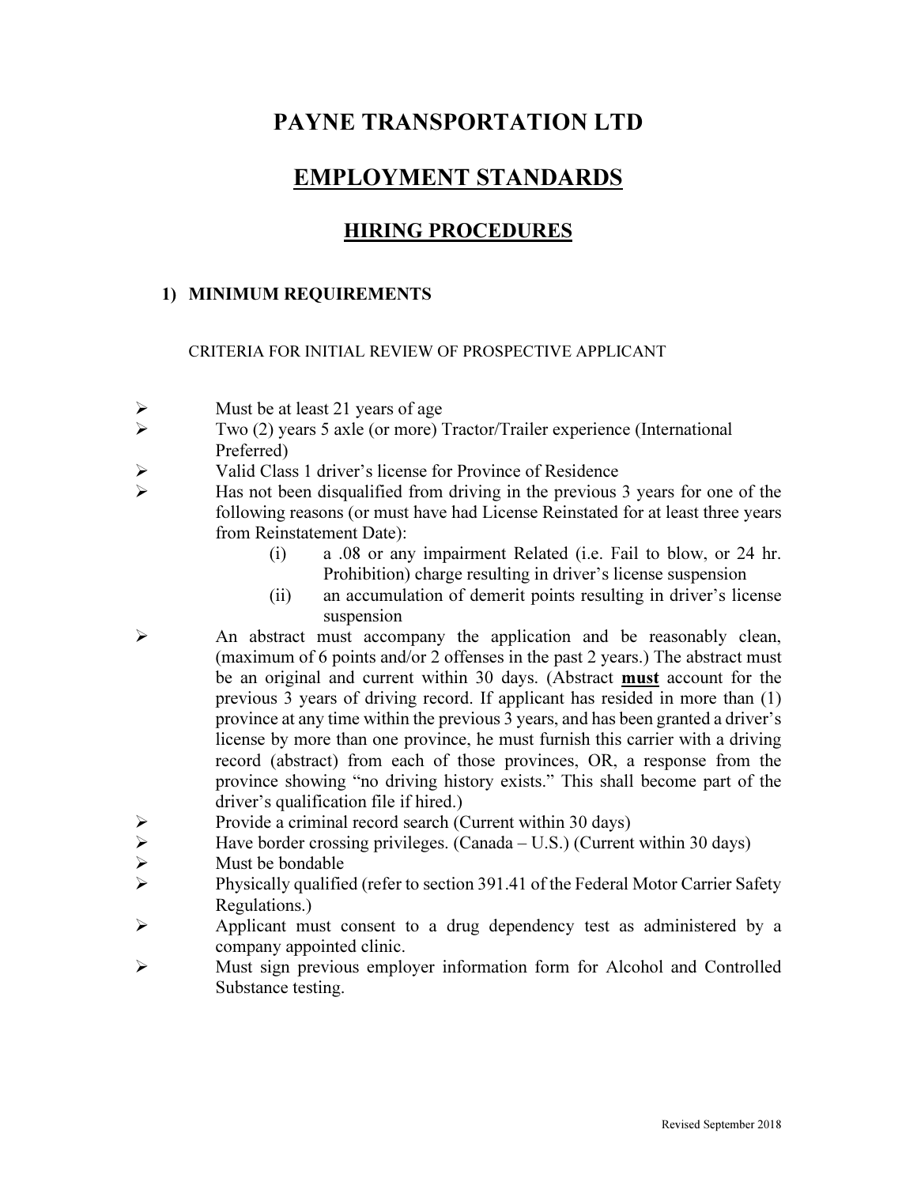# PAYNE TRANSPORTATION LTD

## EMPLOYMENT STANDARDS

### HIRING PROCEDURES

#### 1) MINIMUM REQUIREMENTS

CRITERIA FOR INITIAL REVIEW OF PROSPECTIVE APPLICANT

- Must be at least 21 years of age
- Two (2) years 5 axle (or more) Tractor/Trailer experience (International Preferred)
- Valid Class 1 driver's license for Province of Residence
- Has not been disqualified from driving in the previous 3 years for one of the following reasons (or must have had License Reinstated for at least three years from Reinstatement Date):
  - (i) a .08 or any impairment Related (i.e. Fail to blow, or 24 hr. Prohibition) charge resulting in driver's license suspension
  - (ii) an accumulation of demerit points resulting in driver's license suspension
- An abstract must accompany the application and be reasonably clean, (maximum of 6 points and/or 2 offenses in the past 2 years.) The abstract must be an original and current within 30 days. (Abstract <u>**must**</u> account for the previous 3 years of driving record. If applicant has resided in more than (1) province at any time within the previous 3 years, and has been granted a driver's license by more than one province, he must furnish this carrier with a driving record (abstract) from each of those provinces, OR, a response from the province showing "no driving history exists." This shall become part of the driver's qualification file if hired.)
- Provide a criminal record search (Current within 30 days)
- Have border crossing privileges. (Canada – U.S.) (Current within 30 days)
- Must be bondable
- Physically qualified (refer to section 391.41 of the Federal Motor Carrier Safety Regulations.)
- Applicant must consent to a drug dependency test as administered by a company appointed clinic.
- Must sign previous employer information form for Alcohol and Controlled Substance testing.

Revised September 2018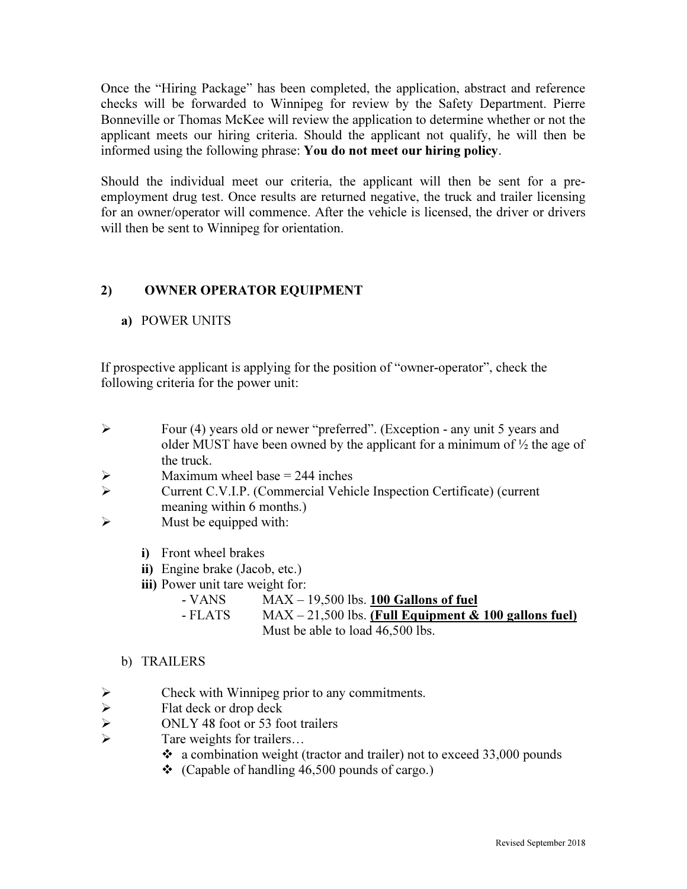Once the "Hiring Package" has been completed, the application, abstract and reference checks will be forwarded to Winnipeg for review by the Safety Department. Pierre Bonneville or Thomas McKee will review the application to determine whether or not the applicant meets our hiring criteria. Should the applicant not qualify, he will then be informed using the following phrase: **You do not meet our hiring policy**.

Should the individual meet our criteria, the applicant will then be sent for a pre-employment drug test. Once results are returned negative, the truck and trailer licensing for an owner/operator will commence. After the vehicle is licensed, the driver or drivers will then be sent to Winnipeg for orientation.

## 2) OWNER OPERATOR EQUIPMENT

### a) POWER UNITS

If prospective applicant is applying for the position of "owner-operator", check the following criteria for the power unit:

- Four (4) years old or newer "preferred". (Exception - any unit 5 years and older MUST have been owned by the applicant for a minimum of ½ the age of the truck.
- Maximum wheel base = 244 inches
- Current C.V.I.P. (Commercial Vehicle Inspection Certificate) (current meaning within 6 months.)
- Must be equipped with:
  - **i)** Front wheel brakes
  - **ii)** Engine brake (Jacob, etc.)
  - **iii)** Power unit tare weight for:
    - VANS MAX – 19,500 lbs. **100 Gallons of fuel**
    - FLATS MAX – 21,500 lbs. **(Full Equipment & 100 gallons fuel)** Must be able to load 46,500 lbs.

### b) TRAILERS

- Check with Winnipeg prior to any commitments.
- Flat deck or drop deck
- ONLY 48 foot or 53 foot trailers
- Tare weights for trailers…
  - a combination weight (tractor and trailer) not to exceed 33,000 pounds
  - (Capable of handling 46,500 pounds of cargo.)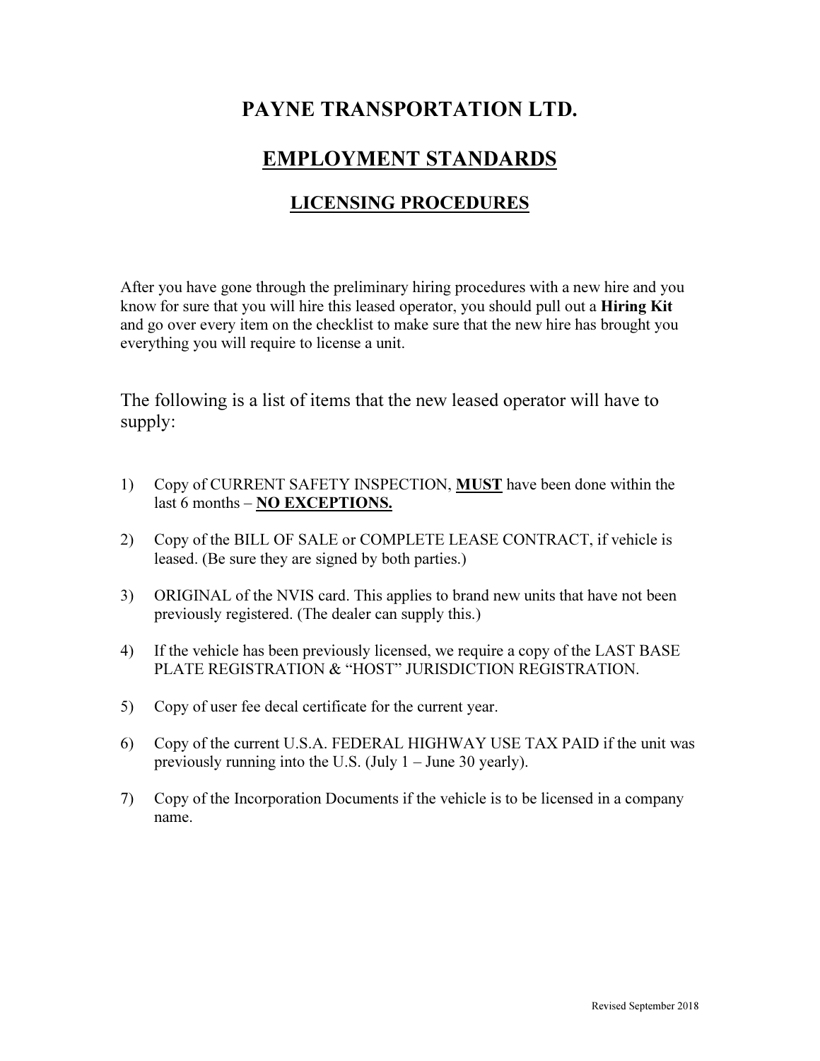# PAYNE TRANSPORTATION LTD.

## EMPLOYMENT STANDARDS

### LICENSING PROCEDURES

After you have gone through the preliminary hiring procedures with a new hire and you know for sure that you will hire this leased operator, you should pull out a **Hiring Kit** and go over every item on the checklist to make sure that the new hire has brought you everything you will require to license a unit.

The following is a list of items that the new leased operator will have to supply:

1) Copy of CURRENT SAFETY INSPECTION, **MUST** have been done within the last 6 months – **NO EXCEPTIONS.**

2) Copy of the BILL OF SALE or COMPLETE LEASE CONTRACT, if vehicle is leased. (Be sure they are signed by both parties.)

3) ORIGINAL of the NVIS card. This applies to brand new units that have not been previously registered. (The dealer can supply this.)

4) If the vehicle has been previously licensed, we require a copy of the LAST BASE PLATE REGISTRATION & "HOST" JURISDICTION REGISTRATION.

5) Copy of user fee decal certificate for the current year.

6) Copy of the current U.S.A. FEDERAL HIGHWAY USE TAX PAID if the unit was previously running into the U.S. (July 1 – June 30 yearly).

7) Copy of the Incorporation Documents if the vehicle is to be licensed in a company name.

Revised September 2018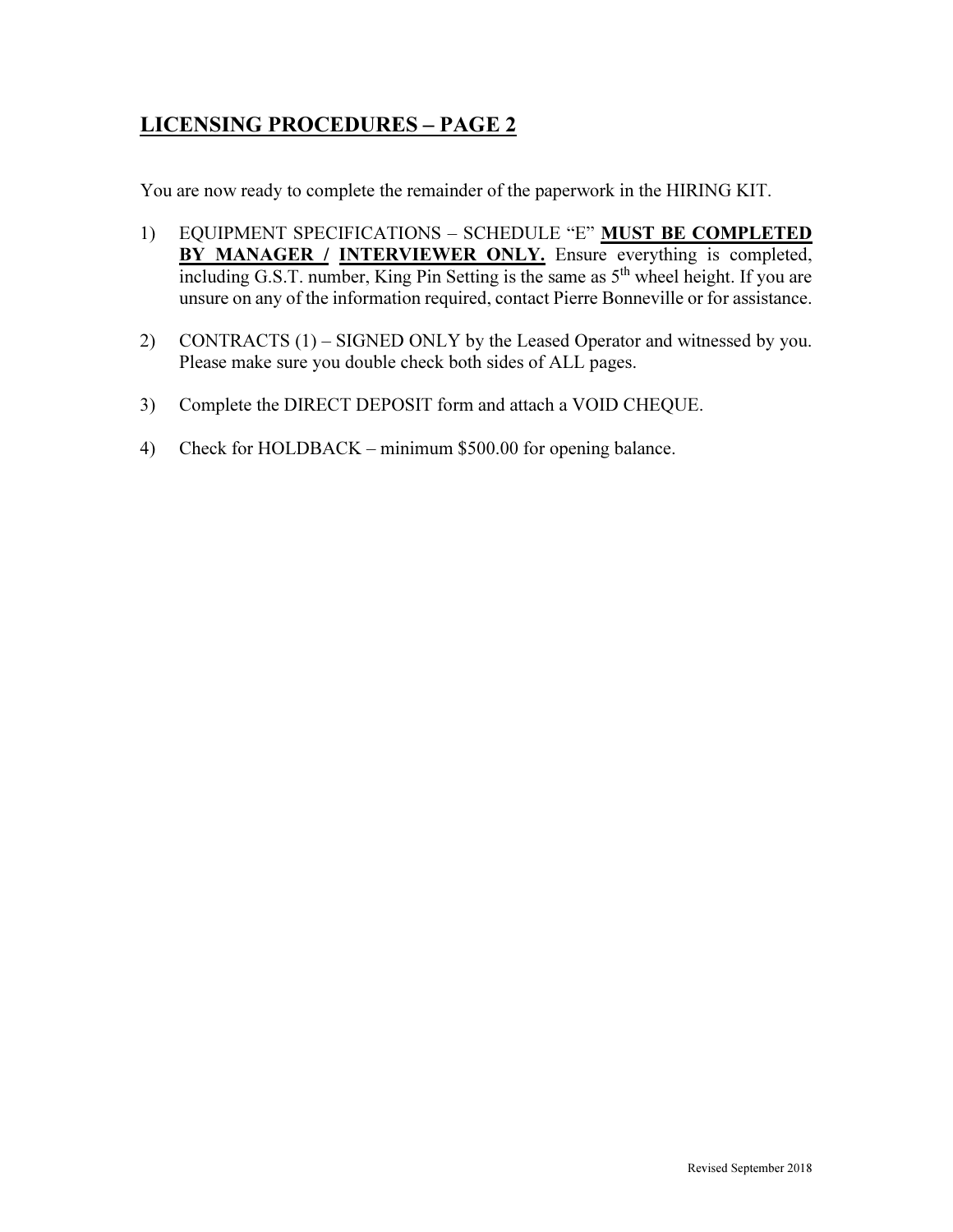## LICENSING PROCEDURES – PAGE 2

You are now ready to complete the remainder of the paperwork in the HIRING KIT.

1) EQUIPMENT SPECIFICATIONS – SCHEDULE "E" **MUST BE COMPLETED BY MANAGER / INTERVIEWER ONLY.** Ensure everything is completed, including G.S.T. number, King Pin Setting is the same as 5th wheel height. If you are unsure on any of the information required, contact Pierre Bonneville or for assistance.

2) CONTRACTS (1) – SIGNED ONLY by the Leased Operator and witnessed by you. Please make sure you double check both sides of ALL pages.

3) Complete the DIRECT DEPOSIT form and attach a VOID CHEQUE.

4) Check for HOLDBACK – minimum $500.00 for opening balance.

Revised September 2018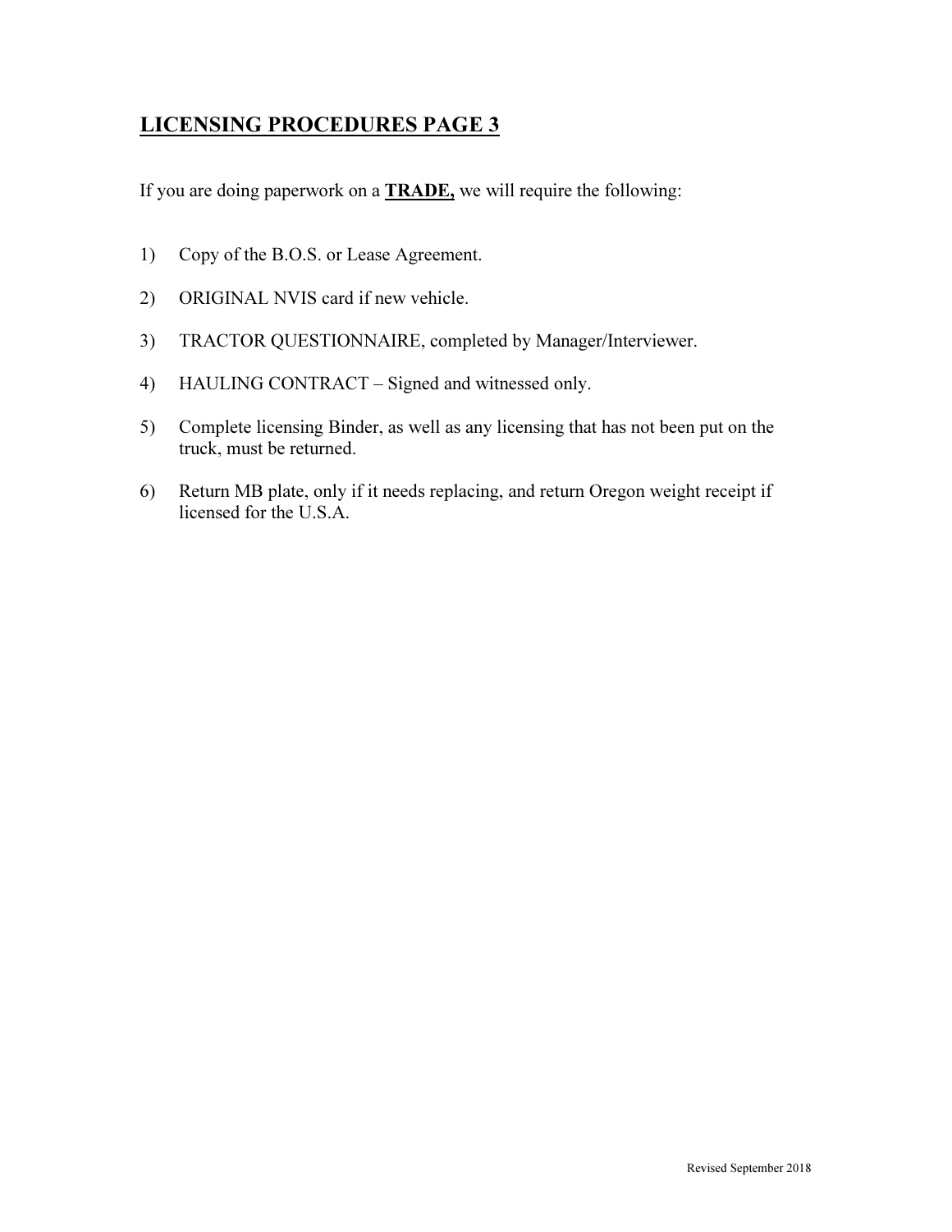## LICENSING PROCEDURES PAGE 3

If you are doing paperwork on a **TRADE,** we will require the following:

1) Copy of the B.O.S. or Lease Agreement.
2) ORIGINAL NVIS card if new vehicle.
3) TRACTOR QUESTIONNAIRE, completed by Manager/Interviewer.
4) HAULING CONTRACT – Signed and witnessed only.
5) Complete licensing Binder, as well as any licensing that has not been put on the truck, must be returned.
6) Return MB plate, only if it needs replacing, and return Oregon weight receipt if licensed for the U.S.A.

Revised September 2018